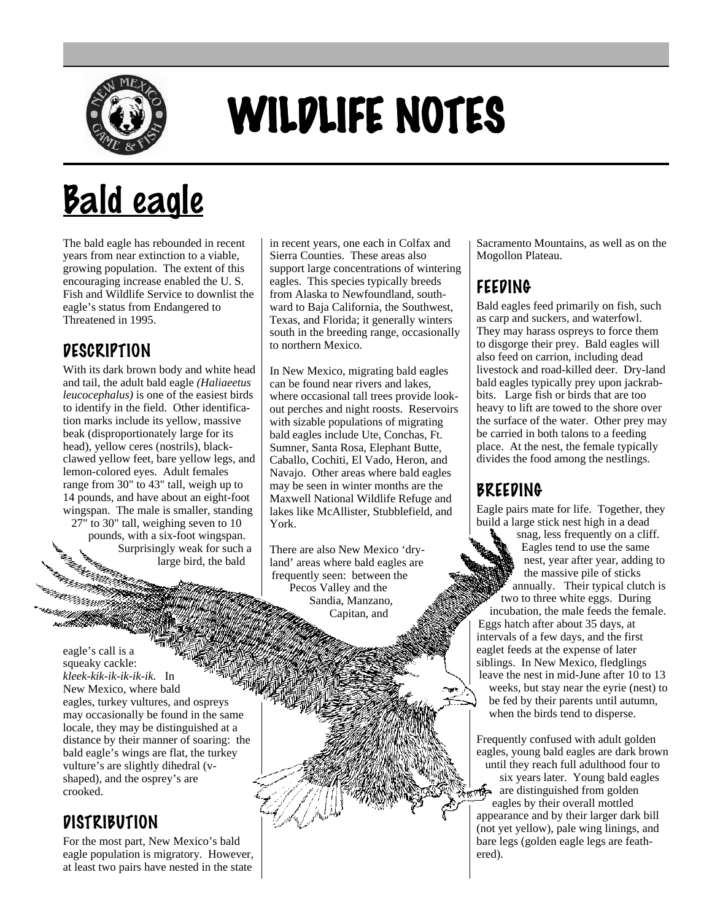# WILDLIFE NOTES

## Bald eagle

The bald eagle has rebounded in recent years from near extinction to a viable, growing population. The extent of this encouraging increase enabled the U. S. Fish and Wildlife Service to downlist the eagle's status from Endangered to Threatened in 1995.

### DESCRIPTION

With its dark brown body and white head and tail, the adult bald eagle *(Haliaeetus leucocephalus)* is one of the easiest birds to identify in the field. Other identification marks include its yellow, massive beak (disproportionately large for its head), yellow ceres (nostrils), black-clawed yellow feet, bare yellow legs, and lemon-colored eyes. Adult females range from 30" to 43" tall, weigh up to 14 pounds, and have about an eight-foot wingspan. The male is smaller, standing 27" to 30" tall, weighing seven to 10 pounds, with a six-foot wingspan. Surprisingly weak for such a large bird, the bald eagle's call is a squeaky cackle: *kleek-kik-ik-ik-ik-ik*. In New Mexico, where bald eagles, turkey vultures, and ospreys may occasionally be found in the same locale, they may be distinguished at a distance by their manner of soaring: the bald eagle's wings are flat, the turkey vulture's are slightly dihedral (v-shaped), and the osprey's are crooked.

### DISTRIBUTION

For the most part, New Mexico's bald eagle population is migratory. However, at least two pairs have nested in the state in recent years, one each in Colfax and Sierra Counties. These areas also support large concentrations of wintering eagles. This species typically breeds from Alaska to Newfoundland, southward to Baja California, the Southwest, Texas, and Florida; it generally winters south in the breeding range, occasionally to northern Mexico.

In New Mexico, migrating bald eagles can be found near rivers and lakes, where occasional tall trees provide lookout perches and night roosts. Reservoirs with sizable populations of migrating bald eagles include Ute, Conchas, Ft. Sumner, Santa Rosa, Elephant Butte, Caballo, Cochiti, El Vado, Heron, and Navajo. Other areas where bald eagles may be seen in winter months are the Maxwell National Wildlife Refuge and lakes like McAllister, Stubblefield, and York.

There are also New Mexico 'dry-land' areas where bald eagles are frequently seen: between the Pecos Valley and the Sandia, Manzano, Capitan, and Sacramento Mountains, as well as on the Mogollon Plateau.

### FEEDING

Bald eagles feed primarily on fish, such as carp and suckers, and waterfowl. They may harass ospreys to force them to disgorge their prey. Bald eagles will also feed on carrion, including dead livestock and road-killed deer. Dry-land bald eagles typically prey upon jackrabbits. Large fish or birds that are too heavy to lift are towed to the shore over the surface of the water. Other prey may be carried in both talons to a feeding place. At the nest, the female typically divides the food among the nestlings.

### BREEDING

Eagle pairs mate for life. Together, they build a large stick nest high in a dead snag, less frequently on a cliff. Eagles tend to use the same nest, year after year, adding to the massive pile of sticks annually. Their typical clutch is two to three white eggs. During incubation, the male feeds the female. Eggs hatch after about 35 days, at intervals of a few days, and the first eaglet feeds at the expense of later siblings. In New Mexico, fledglings leave the nest in mid-June after 10 to 13 weeks, but stay near the eyrie (nest) to be fed by their parents until autumn, when the birds tend to disperse.

Frequently confused with adult golden eagles, young bald eagles are dark brown until they reach full adulthood four to six years later. Young bald eagles are distinguished from golden eagles by their overall mottled appearance and by their larger dark bill (not yet yellow), pale wing linings, and bare legs (golden eagle legs are feathered).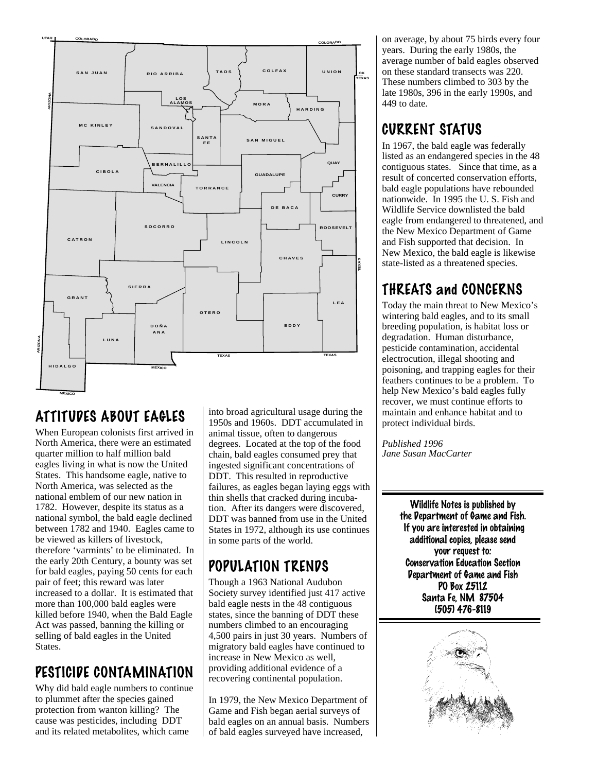## ATTITUDES ABOUT EAGLES

When European colonists first arrived in North America, there were an estimated quarter million to half million bald eagles living in what is now the United States. This handsome eagle, native to North America, was selected as the national emblem of our new nation in 1782. However, despite its status as a national symbol, the bald eagle declined between 1782 and 1940. Eagles came to be viewed as killers of livestock, therefore 'varmints' to be eliminated. In the early 20th Century, a bounty was set for bald eagles, paying 50 cents for each pair of feet; this reward was later increased to a dollar. It is estimated that more than 100,000 bald eagles were killed before 1940, when the Bald Eagle Act was passed, banning the killing or selling of bald eagles in the United States.

## PESTICIDE CONTAMINATION

Why did bald eagle numbers to continue to plummet after the species gained protection from wanton killing? The cause was pesticides, including DDT and its related metabolites, which came into broad agricultural usage during the 1950s and 1960s. DDT accumulated in animal tissue, often to dangerous degrees. Located at the top of the food chain, bald eagles consumed prey that ingested significant concentrations of DDT. This resulted in reproductive failures, as eagles began laying eggs with thin shells that cracked during incubation. After its dangers were discovered, DDT was banned from use in the United States in 1972, although its use continues in some parts of the world.

## POPULATION TRENDS

Though a 1963 National Audubon Society survey identified just 417 active bald eagle nests in the 48 contiguous states, since the banning of DDT these numbers climbed to an encouraging 4,500 pairs in just 30 years. Numbers of migratory bald eagles have continued to increase in New Mexico as well, providing additional evidence of a recovering continental population.

In 1979, the New Mexico Department of Game and Fish began aerial surveys of bald eagles on an annual basis. Numbers of bald eagles surveyed have increased, on average, by about 75 birds every four years. During the early 1980s, the average number of bald eagles observed on these standard transects was 220. These numbers climbed to 303 by the late 1980s, 396 in the early 1990s, and 449 to date.

## CURRENT STATUS

In 1967, the bald eagle was federally listed as an endangered species in the 48 contiguous states. Since that time, as a result of concerted conservation efforts, bald eagle populations have rebounded nationwide. In 1995 the U. S. Fish and Wildlife Service downlisted the bald eagle from endangered to threatened, and the New Mexico Department of Game and Fish supported that decision. In New Mexico, the bald eagle is likewise state-listed as a threatened species.

## THREATS and CONCERNS

Today the main threat to New Mexico's wintering bald eagles, and to its small breeding population, is habitat loss or degradation. Human disturbance, pesticide contamination, accidental electrocution, illegal shooting and poisoning, and trapping eagles for their feathers continues to be a problem. To help New Mexico's bald eagles fully recover, we must continue efforts to maintain and enhance habitat and to protect individual birds.

*Published 1996*
*Jane Susan MacCarter*

---

**Wildlife Notes is published by the Department of Game and Fish. If you are interested in obtaining additional copies, please send your request to:**
**Conservation Education Section**
**Department of Game and Fish**
**PO Box 25112**
**Santa Fe, NM 87504**
**(505) 476-8119**

---